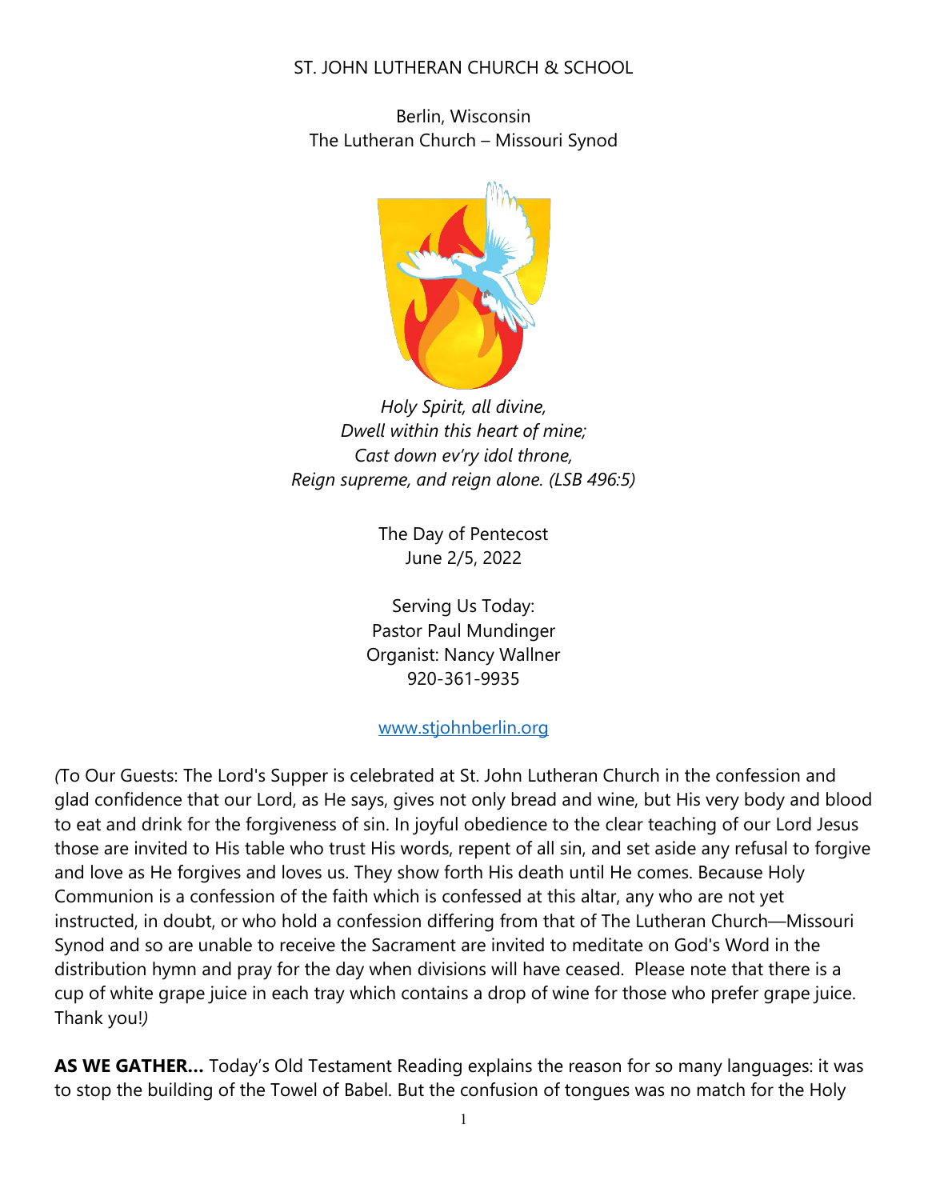ST. JOHN LUTHERAN CHURCH & SCHOOL

Berlin, Wisconsin
The Lutheran Church – Missouri Synod

*Holy Spirit, all divine,*
*Dwell within this heart of mine;*
*Cast down ev'ry idol throne,*
*Reign supreme, and reign alone. (LSB 496:5)*

The Day of Pentecost
June 2/5, 2022

Serving Us Today:
Pastor Paul Mundinger
Organist: Nancy Wallner
920-361-9935

www.stjohnberlin.org

*(*To Our Guests: The Lord's Supper is celebrated at St. John Lutheran Church in the confession and glad confidence that our Lord, as He says, gives not only bread and wine, but His very body and blood to eat and drink for the forgiveness of sin. In joyful obedience to the clear teaching of our Lord Jesus those are invited to His table who trust His words, repent of all sin, and set aside any refusal to forgive and love as He forgives and loves us. They show forth His death until He comes. Because Holy Communion is a confession of the faith which is confessed at this altar, any who are not yet instructed, in doubt, or who hold a confession differing from that of The Lutheran Church—Missouri Synod and so are unable to receive the Sacrament are invited to meditate on God's Word in the distribution hymn and pray for the day when divisions will have ceased. Please note that there is a cup of white grape juice in each tray which contains a drop of wine for those who prefer grape juice. Thank you!*)*

**AS WE GATHER…** Today's Old Testament Reading explains the reason for so many languages: it was to stop the building of the Towel of Babel. But the confusion of tongues was no match for the Holy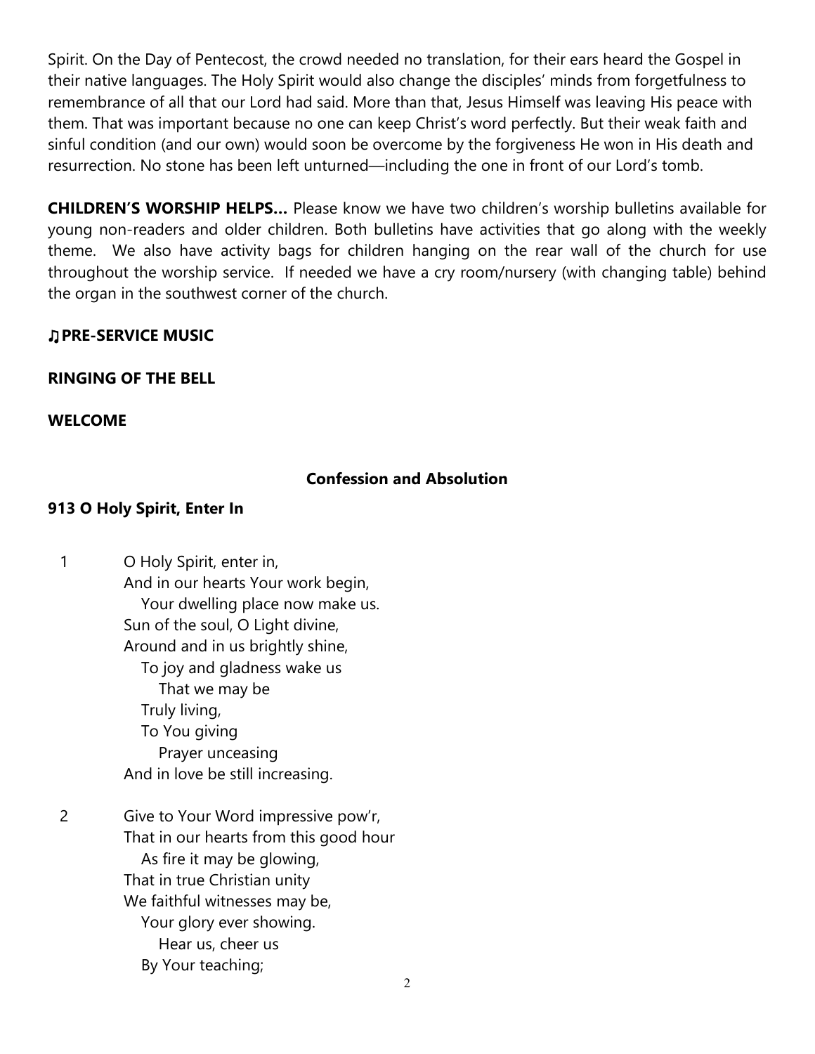Spirit. On the Day of Pentecost, the crowd needed no translation, for their ears heard the Gospel in their native languages. The Holy Spirit would also change the disciples' minds from forgetfulness to remembrance of all that our Lord had said. More than that, Jesus Himself was leaving His peace with them. That was important because no one can keep Christ's word perfectly. But their weak faith and sinful condition (and our own) would soon be overcome by the forgiveness He won in His death and resurrection. No stone has been left unturned—including the one in front of our Lord's tomb.

**CHILDREN'S WORSHIP HELPS…** Please know we have two children's worship bulletins available for young non-readers and older children. Both bulletins have activities that go along with the weekly theme. We also have activity bags for children hanging on the rear wall of the church for use throughout the worship service. If needed we have a cry room/nursery (with changing table) behind the organ in the southwest corner of the church.

**♫PRE-SERVICE MUSIC**

**RINGING OF THE BELL**

**WELCOME**

## Confession and Absolution

**913 O Holy Spirit, Enter In**

1 O Holy Spirit, enter in,
And in our hearts Your work begin,
Your dwelling place now make us.
Sun of the soul, O Light divine,
Around and in us brightly shine,
To joy and gladness wake us
That we may be
Truly living,
To You giving
Prayer unceasing
And in love be still increasing.

2 Give to Your Word impressive pow'r,
That in our hearts from this good hour
As fire it may be glowing,
That in true Christian unity
We faithful witnesses may be,
Your glory ever showing.
Hear us, cheer us
By Your teaching;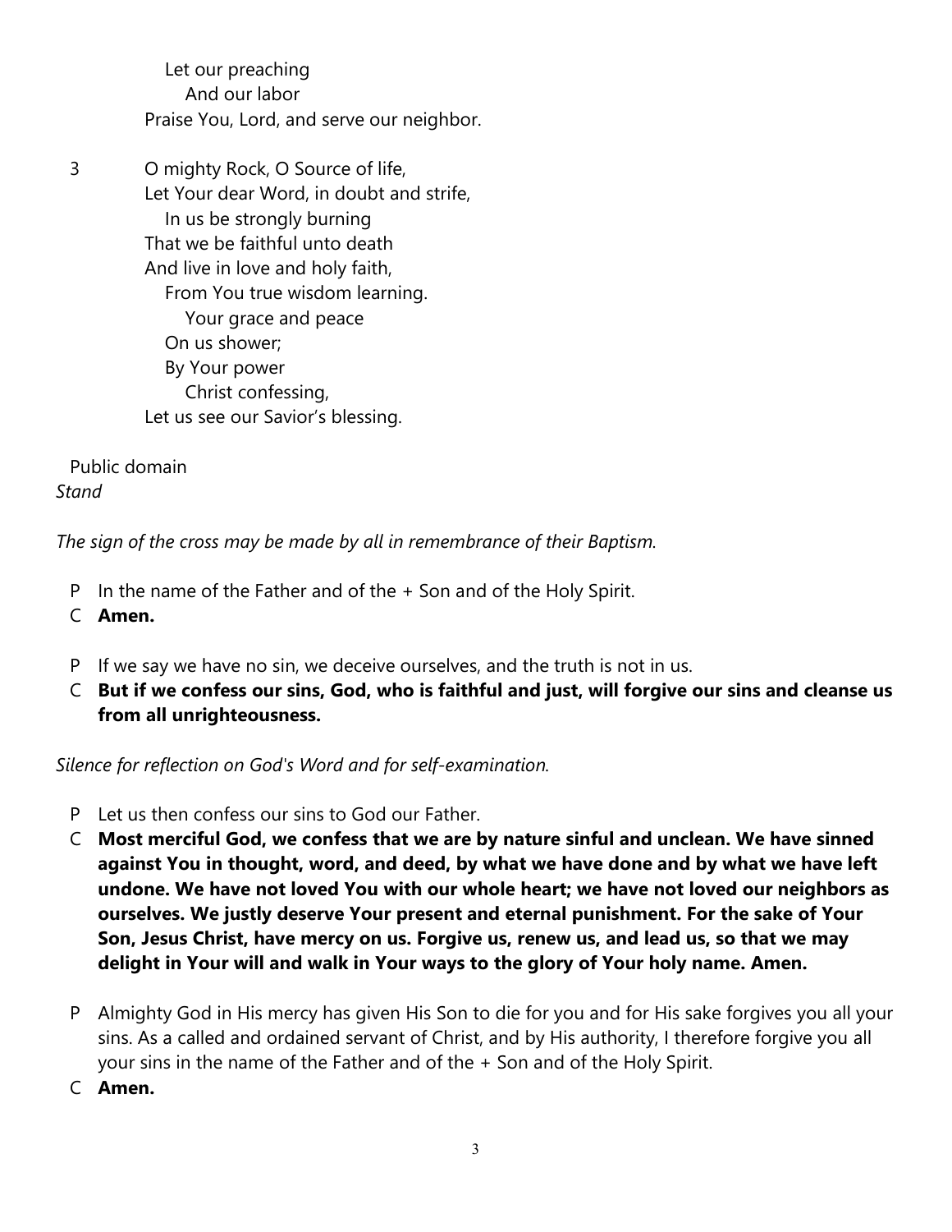Let our preaching  
And our labor  
Praise You, Lord, and serve our neighbor.

3 O mighty Rock, O Source of life,  
Let Your dear Word, in doubt and strife,  
In us be strongly burning  
That we be faithful unto death  
And live in love and holy faith,  
From You true wisdom learning.  
Your grace and peace  
On us shower;  
By Your power  
Christ confessing,  
Let us see our Savior's blessing.

Public domain

*Stand*

*The sign of the cross may be made by all in remembrance of their Baptism.*

P In the name of the Father and of the + Son and of the Holy Spirit.

C **Amen.**

P If we say we have no sin, we deceive ourselves, and the truth is not in us.

C **But if we confess our sins, God, who is faithful and just, will forgive our sins and cleanse us from all unrighteousness.**

*Silence for reflection on God's Word and for self-examination.*

P Let us then confess our sins to God our Father.

C **Most merciful God, we confess that we are by nature sinful and unclean. We have sinned against You in thought, word, and deed, by what we have done and by what we have left undone. We have not loved You with our whole heart; we have not loved our neighbors as ourselves. We justly deserve Your present and eternal punishment. For the sake of Your Son, Jesus Christ, have mercy on us. Forgive us, renew us, and lead us, so that we may delight in Your will and walk in Your ways to the glory of Your holy name. Amen.**

P Almighty God in His mercy has given His Son to die for you and for His sake forgives you all your sins. As a called and ordained servant of Christ, and by His authority, I therefore forgive you all your sins in the name of the Father and of the + Son and of the Holy Spirit.

C **Amen.**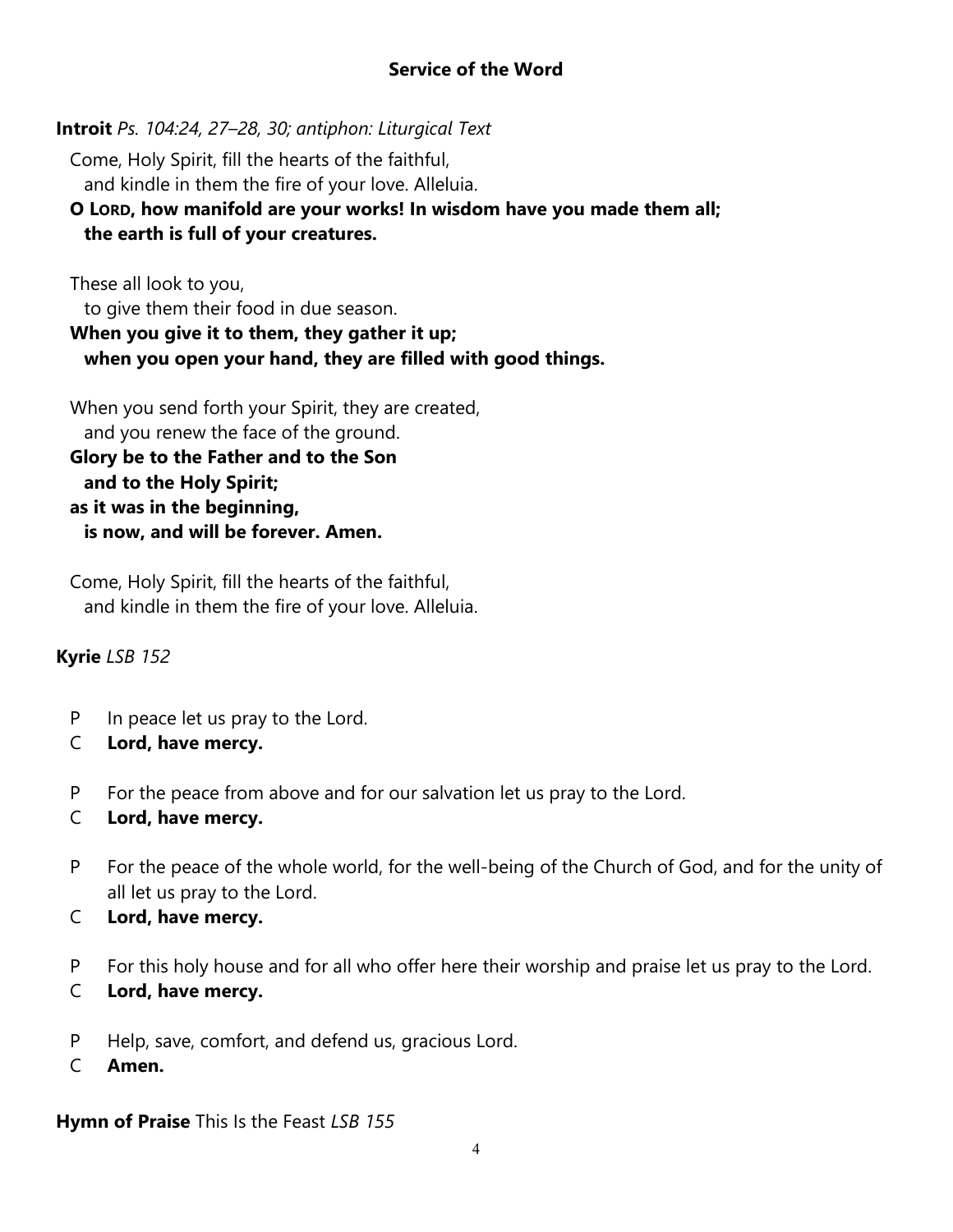## Service of the Word

**Introit** *Ps. 104:24, 27–28, 30; antiphon: Liturgical Text*

Come, Holy Spirit, fill the hearts of the faithful,
  and kindle in them the fire of your love. Alleluia.

**O LORD, how manifold are your works! In wisdom have you made them all;**
  **the earth is full of your creatures.**

These all look to you,
  to give them their food in due season.

**When you give it to them, they gather it up;**
  **when you open your hand, they are filled with good things.**

When you send forth your Spirit, they are created,
  and you renew the face of the ground.

**Glory be to the Father and to the Son**
  **and to the Holy Spirit;**
**as it was in the beginning,**
  **is now, and will be forever. Amen.**

Come, Holy Spirit, fill the hearts of the faithful,
  and kindle in them the fire of your love. Alleluia.

**Kyrie** *LSB 152*

P  In peace let us pray to the Lord.
C  **Lord, have mercy.**

P  For the peace from above and for our salvation let us pray to the Lord.
C  **Lord, have mercy.**

P  For the peace of the whole world, for the well-being of the Church of God, and for the unity of all let us pray to the Lord.
C  **Lord, have mercy.**

P  For this holy house and for all who offer here their worship and praise let us pray to the Lord.
C  **Lord, have mercy.**

P  Help, save, comfort, and defend us, gracious Lord.
C  **Amen.**

**Hymn of Praise** This Is the Feast *LSB 155*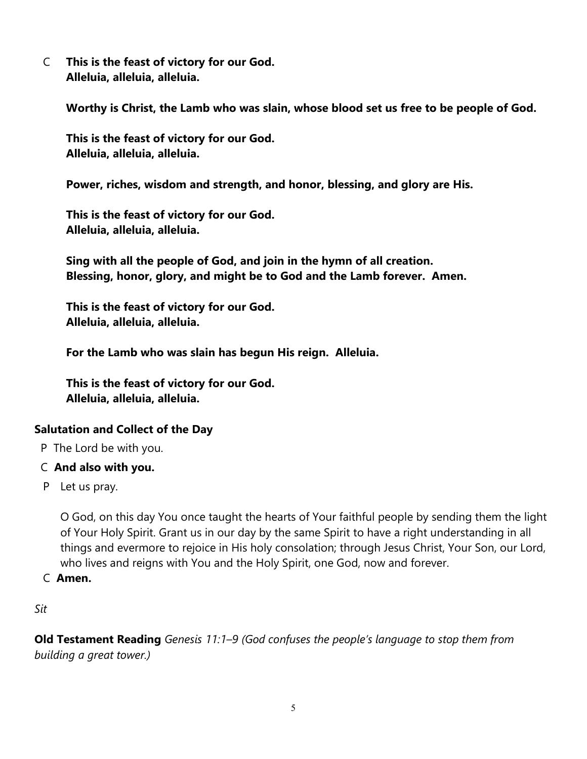C **This is the feast of victory for our God.**
**Alleluia, alleluia, alleluia.**

**Worthy is Christ, the Lamb who was slain, whose blood set us free to be people of God.**

**This is the feast of victory for our God.**
**Alleluia, alleluia, alleluia.**

**Power, riches, wisdom and strength, and honor, blessing, and glory are His.**

**This is the feast of victory for our God.**
**Alleluia, alleluia, alleluia.**

**Sing with all the people of God, and join in the hymn of all creation.**
**Blessing, honor, glory, and might be to God and the Lamb forever. Amen.**

**This is the feast of victory for our God.**
**Alleluia, alleluia, alleluia.**

**For the Lamb who was slain has begun His reign. Alleluia.**

**This is the feast of victory for our God.**
**Alleluia, alleluia, alleluia.**

**Salutation and Collect of the Day**

P The Lord be with you.

C **And also with you.**

P Let us pray.

O God, on this day You once taught the hearts of Your faithful people by sending them the light of Your Holy Spirit. Grant us in our day by the same Spirit to have a right understanding in all things and evermore to rejoice in His holy consolation; through Jesus Christ, Your Son, our Lord, who lives and reigns with You and the Holy Spirit, one God, now and forever.

C **Amen.**

*Sit*

**Old Testament Reading** *Genesis 11:1–9 (God confuses the people's language to stop them from building a great tower.)*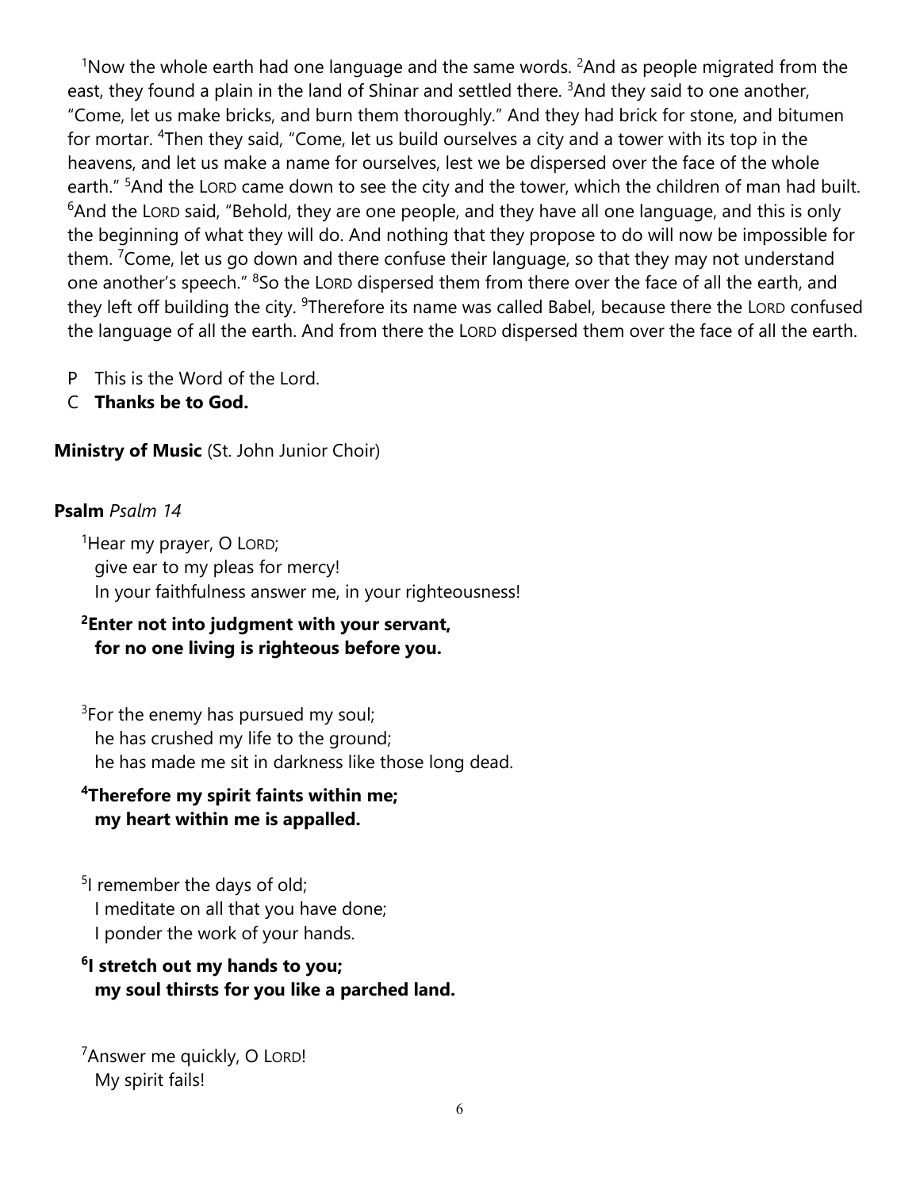[1]Now the whole earth had one language and the same words. [2]And as people migrated from the east, they found a plain in the land of Shinar and settled there. [3]And they said to one another, "Come, let us make bricks, and burn them thoroughly." And they had brick for stone, and bitumen for mortar. [4]Then they said, "Come, let us build ourselves a city and a tower with its top in the heavens, and let us make a name for ourselves, lest we be dispersed over the face of the whole earth." [5]And the LORD came down to see the city and the tower, which the children of man had built. [6]And the LORD said, "Behold, they are one people, and they have all one language, and this is only the beginning of what they will do. And nothing that they propose to do will now be impossible for them. [7]Come, let us go down and there confuse their language, so that they may not understand one another's speech." [8]So the LORD dispersed them from there over the face of all the earth, and they left off building the city. [9]Therefore its name was called Babel, because there the LORD confused the language of all the earth. And from there the LORD dispersed them over the face of all the earth.

P This is the Word of the Lord.
C **Thanks be to God.**

**Ministry of Music** (St. John Junior Choir)

**Psalm** *Psalm 14*

[1]Hear my prayer, O LORD;
give ear to my pleas for mercy!
In your faithfulness answer me, in your righteousness!

**[2]Enter not into judgment with your servant,**
**for no one living is righteous before you.**

[3]For the enemy has pursued my soul;
he has crushed my life to the ground;
he has made me sit in darkness like those long dead.

**[4]Therefore my spirit faints within me;**
**my heart within me is appalled.**

[5]I remember the days of old;
I meditate on all that you have done;
I ponder the work of your hands.

**[6]I stretch out my hands to you;**
**my soul thirsts for you like a parched land.**

[7]Answer me quickly, O LORD!
My spirit fails!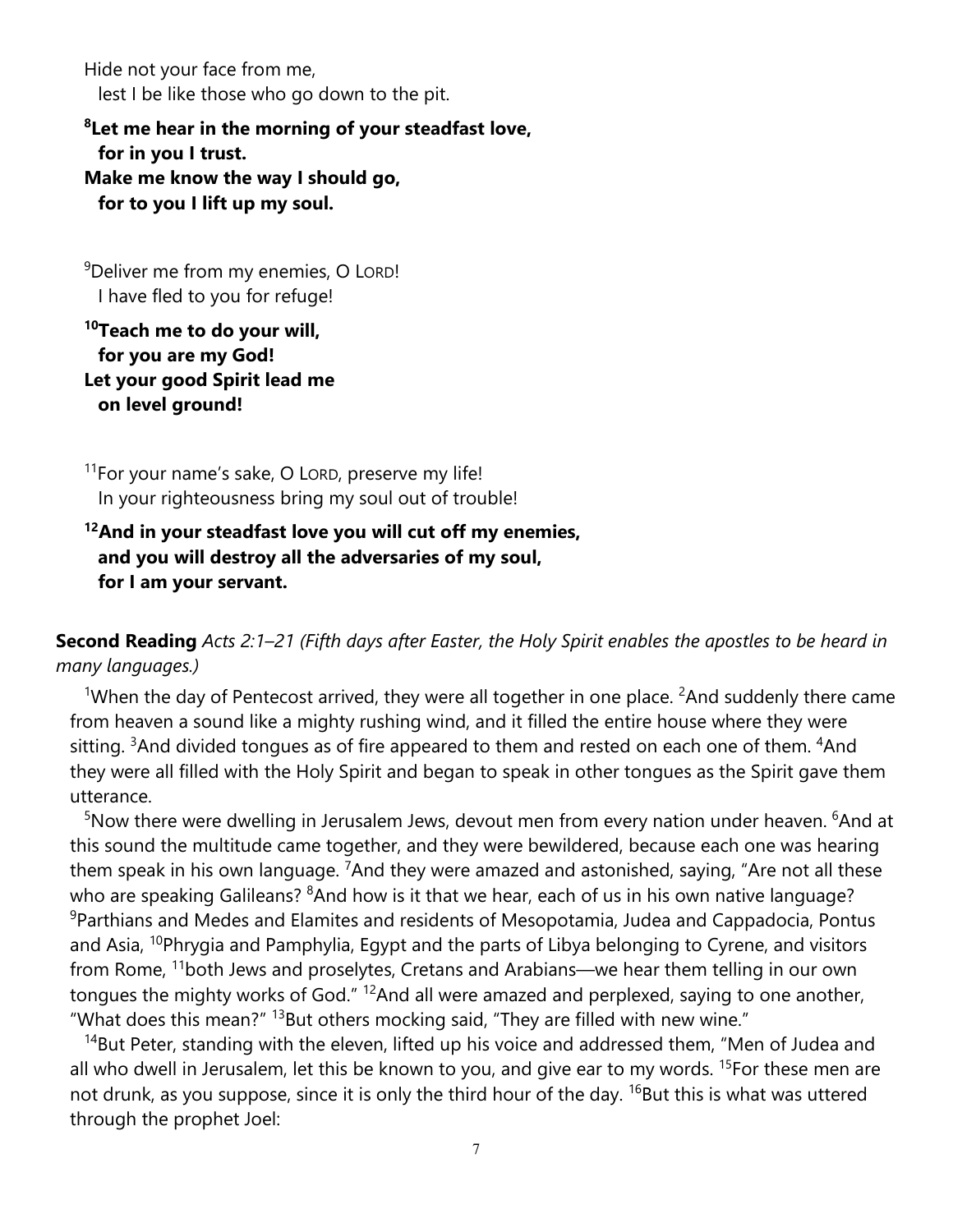Hide not your face from me,
  lest I be like those who go down to the pit.

**[8]Let me hear in the morning of your steadfast love,
  for in you I trust.
Make me know the way I should go,
  for to you I lift up my soul.**

[9]Deliver me from my enemies, O LORD!
  I have fled to you for refuge!

**[10]Teach me to do your will,
  for you are my God!
Let your good Spirit lead me
  on level ground!**

[11]For your name's sake, O LORD, preserve my life!
  In your righteousness bring my soul out of trouble!

**[12]And in your steadfast love you will cut off my enemies,
  and you will destroy all the adversaries of my soul,
  for I am your servant.**

**Second Reading** *Acts 2:1–21 (Fifth days after Easter, the Holy Spirit enables the apostles to be heard in many languages.)*

[1]When the day of Pentecost arrived, they were all together in one place. [2]And suddenly there came from heaven a sound like a mighty rushing wind, and it filled the entire house where they were sitting. [3]And divided tongues as of fire appeared to them and rested on each one of them. [4]And they were all filled with the Holy Spirit and began to speak in other tongues as the Spirit gave them utterance.

[5]Now there were dwelling in Jerusalem Jews, devout men from every nation under heaven. [6]And at this sound the multitude came together, and they were bewildered, because each one was hearing them speak in his own language. [7]And they were amazed and astonished, saying, "Are not all these who are speaking Galileans? [8]And how is it that we hear, each of us in his own native language? [9]Parthians and Medes and Elamites and residents of Mesopotamia, Judea and Cappadocia, Pontus and Asia, [10]Phrygia and Pamphylia, Egypt and the parts of Libya belonging to Cyrene, and visitors from Rome, [11]both Jews and proselytes, Cretans and Arabians—we hear them telling in our own tongues the mighty works of God." [12]And all were amazed and perplexed, saying to one another, "What does this mean?" [13]But others mocking said, "They are filled with new wine."

[14]But Peter, standing with the eleven, lifted up his voice and addressed them, "Men of Judea and all who dwell in Jerusalem, let this be known to you, and give ear to my words. [15]For these men are not drunk, as you suppose, since it is only the third hour of the day. [16]But this is what was uttered through the prophet Joel: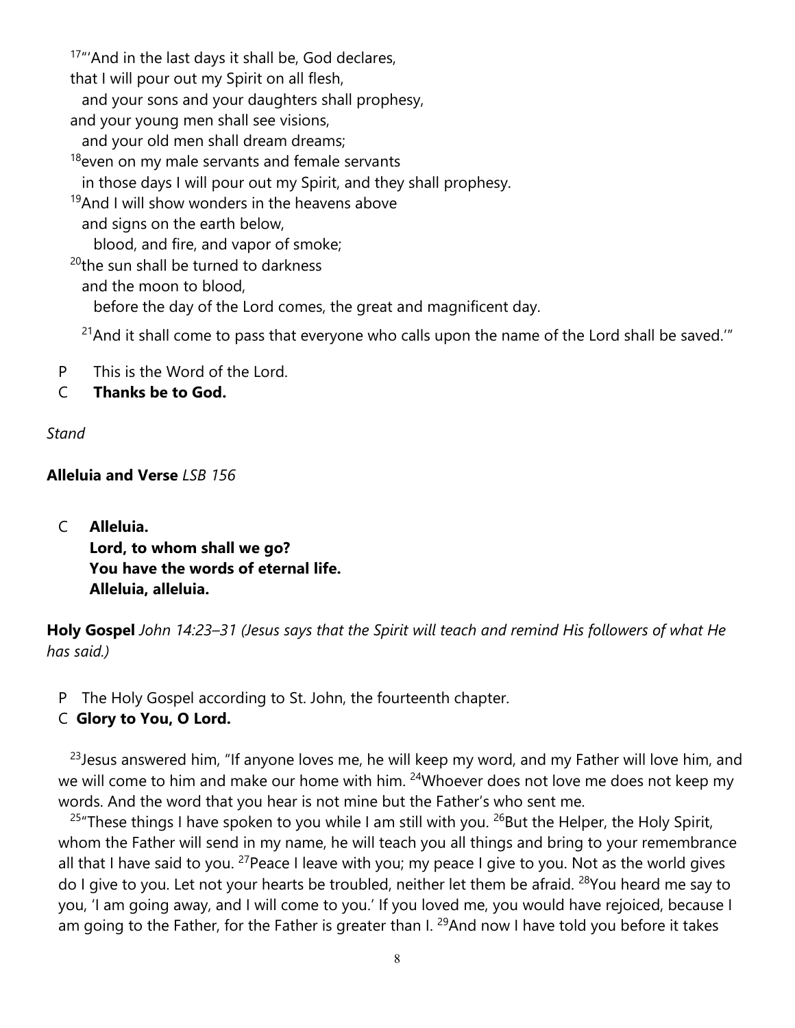[17]"'And in the last days it shall be, God declares,
that I will pour out my Spirit on all flesh,
and your sons and your daughters shall prophesy,
and your young men shall see visions,
and your old men shall dream dreams;
[18]even on my male servants and female servants
in those days I will pour out my Spirit, and they shall prophesy.
[19]And I will show wonders in the heavens above
and signs on the earth below,
blood, and fire, and vapor of smoke;
[20]the sun shall be turned to darkness
and the moon to blood,
before the day of the Lord comes, the great and magnificent day.

[21]And it shall come to pass that everyone who calls upon the name of the Lord shall be saved.'"

P This is the Word of the Lord.
C **Thanks be to God.**

*Stand*

**Alleluia and Verse** *LSB 156*

C **Alleluia.**
**Lord, to whom shall we go?**
**You have the words of eternal life.**
**Alleluia, alleluia.**

**Holy Gospel** *John 14:23–31 (Jesus says that the Spirit will teach and remind His followers of what He has said.)*

P The Holy Gospel according to St. John, the fourteenth chapter.
C **Glory to You, O Lord.**

[23]Jesus answered him, "If anyone loves me, he will keep my word, and my Father will love him, and we will come to him and make our home with him. [24]Whoever does not love me does not keep my words. And the word that you hear is not mine but the Father's who sent me.

[25]"These things I have spoken to you while I am still with you. [26]But the Helper, the Holy Spirit, whom the Father will send in my name, he will teach you all things and bring to your remembrance all that I have said to you. [27]Peace I leave with you; my peace I give to you. Not as the world gives do I give to you. Let not your hearts be troubled, neither let them be afraid. [28]You heard me say to you, 'I am going away, and I will come to you.' If you loved me, you would have rejoiced, because I am going to the Father, for the Father is greater than I. [29]And now I have told you before it takes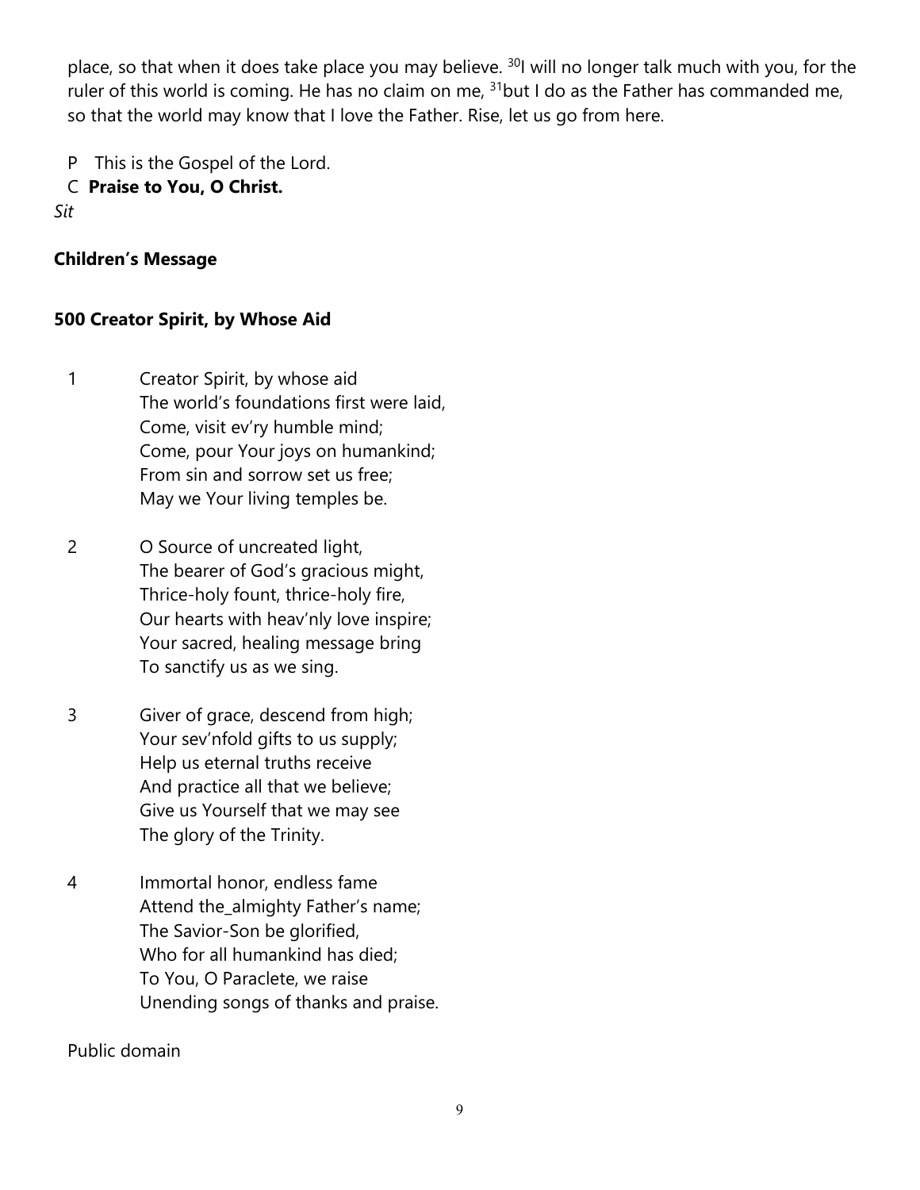place, so that when it does take place you may believe. [30]I will no longer talk much with you, for the ruler of this world is coming. He has no claim on me, [31]but I do as the Father has commanded me, so that the world may know that I love the Father. Rise, let us go from here.

P This is the Gospel of the Lord.

C **Praise to You, O Christ.**

*Sit*

**Children's Message**

**500 Creator Spirit, by Whose Aid**

1 Creator Spirit, by whose aid
The world's foundations first were laid,
Come, visit ev'ry humble mind;
Come, pour Your joys on humankind;
From sin and sorrow set us free;
May we Your living temples be.

2 O Source of uncreated light,
The bearer of God's gracious might,
Thrice-holy fount, thrice-holy fire,
Our hearts with heav'nly love inspire;
Your sacred, healing message bring
To sanctify us as we sing.

3 Giver of grace, descend from high;
Your sev'nfold gifts to us supply;
Help us eternal truths receive
And practice all that we believe;
Give us Yourself that we may see
The glory of the Trinity.

4 Immortal honor, endless fame
Attend the_almighty Father's name;
The Savior-Son be glorified,
Who for all humankind has died;
To You, O Paraclete, we raise
Unending songs of thanks and praise.

Public domain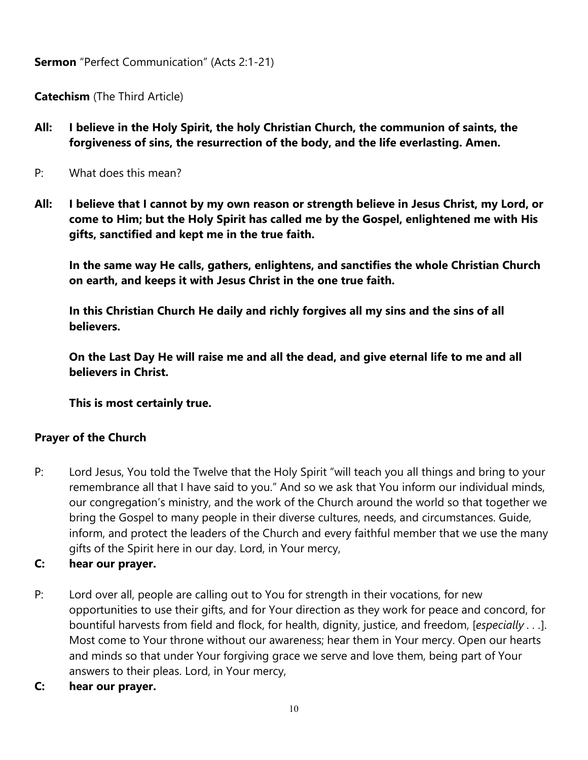**Sermon** "Perfect Communication" (Acts 2:1-21)

**Catechism** (The Third Article)

**All: I believe in the Holy Spirit, the holy Christian Church, the communion of saints, the forgiveness of sins, the resurrection of the body, and the life everlasting. Amen.**

P: What does this mean?

**All: I believe that I cannot by my own reason or strength believe in Jesus Christ, my Lord, or come to Him; but the Holy Spirit has called me by the Gospel, enlightened me with His gifts, sanctified and kept me in the true faith.**

**In the same way He calls, gathers, enlightens, and sanctifies the whole Christian Church on earth, and keeps it with Jesus Christ in the one true faith.**

**In this Christian Church He daily and richly forgives all my sins and the sins of all believers.**

**On the Last Day He will raise me and all the dead, and give eternal life to me and all believers in Christ.**

**This is most certainly true.**

**Prayer of the Church**

P: Lord Jesus, You told the Twelve that the Holy Spirit "will teach you all things and bring to your remembrance all that I have said to you." And so we ask that You inform our individual minds, our congregation's ministry, and the work of the Church around the world so that together we bring the Gospel to many people in their diverse cultures, needs, and circumstances. Guide, inform, and protect the leaders of the Church and every faithful member that we use the many gifts of the Spirit here in our day. Lord, in Your mercy,

**C: hear our prayer.**

P: Lord over all, people are calling out to You for strength in their vocations, for new opportunities to use their gifts, and for Your direction as they work for peace and concord, for bountiful harvests from field and flock, for health, dignity, justice, and freedom, [*especially* . . .]. Most come to Your throne without our awareness; hear them in Your mercy. Open our hearts and minds so that under Your forgiving grace we serve and love them, being part of Your answers to their pleas. Lord, in Your mercy,

**C: hear our prayer.**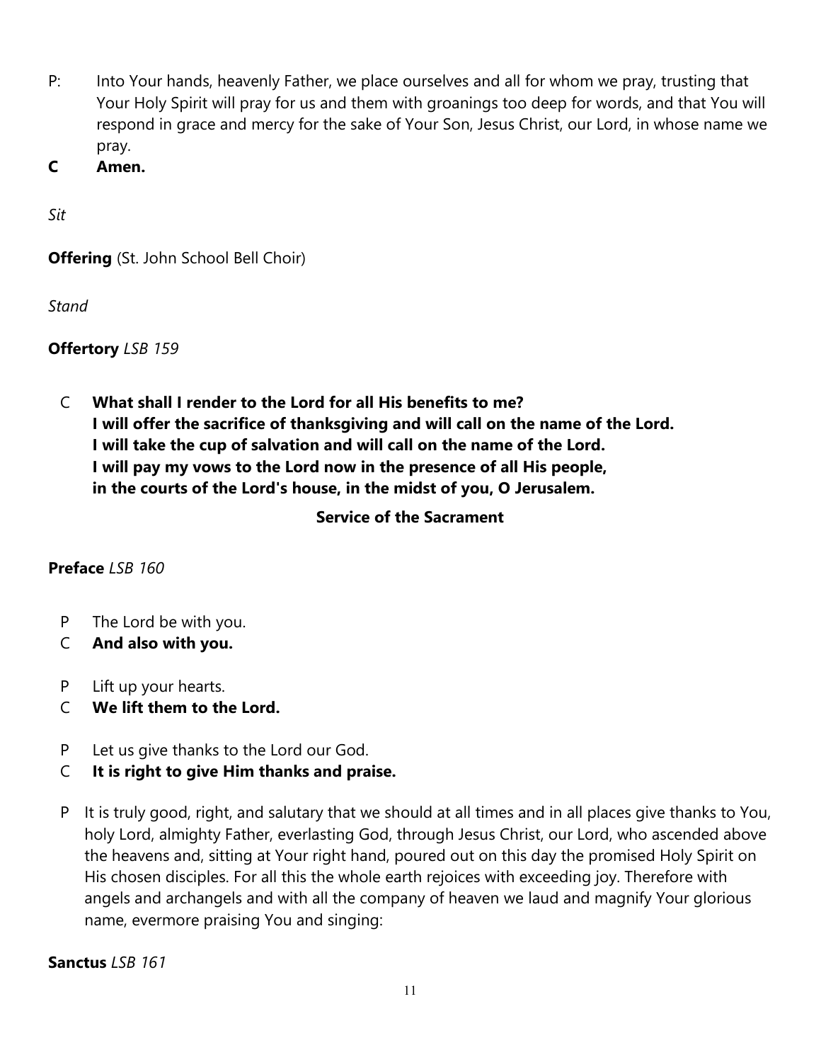P: Into Your hands, heavenly Father, we place ourselves and all for whom we pray, trusting that Your Holy Spirit will pray for us and them with groanings too deep for words, and that You will respond in grace and mercy for the sake of Your Son, Jesus Christ, our Lord, in whose name we pray.

**C Amen.**

*Sit*

**Offering** (St. John School Bell Choir)

*Stand*

**Offertory** *LSB 159*

C **What shall I render to the Lord for all His benefits to me?**
**I will offer the sacrifice of thanksgiving and will call on the name of the Lord.**
**I will take the cup of salvation and will call on the name of the Lord.**
**I will pay my vows to the Lord now in the presence of all His people,**
**in the courts of the Lord's house, in the midst of you, O Jerusalem.**

## Service of the Sacrament

**Preface** *LSB 160*

P The Lord be with you.

C **And also with you.**

P Lift up your hearts.

C **We lift them to the Lord.**

P Let us give thanks to the Lord our God.

C **It is right to give Him thanks and praise.**

P It is truly good, right, and salutary that we should at all times and in all places give thanks to You, holy Lord, almighty Father, everlasting God, through Jesus Christ, our Lord, who ascended above the heavens and, sitting at Your right hand, poured out on this day the promised Holy Spirit on His chosen disciples. For all this the whole earth rejoices with exceeding joy. Therefore with angels and archangels and with all the company of heaven we laud and magnify Your glorious name, evermore praising You and singing:

**Sanctus** *LSB 161*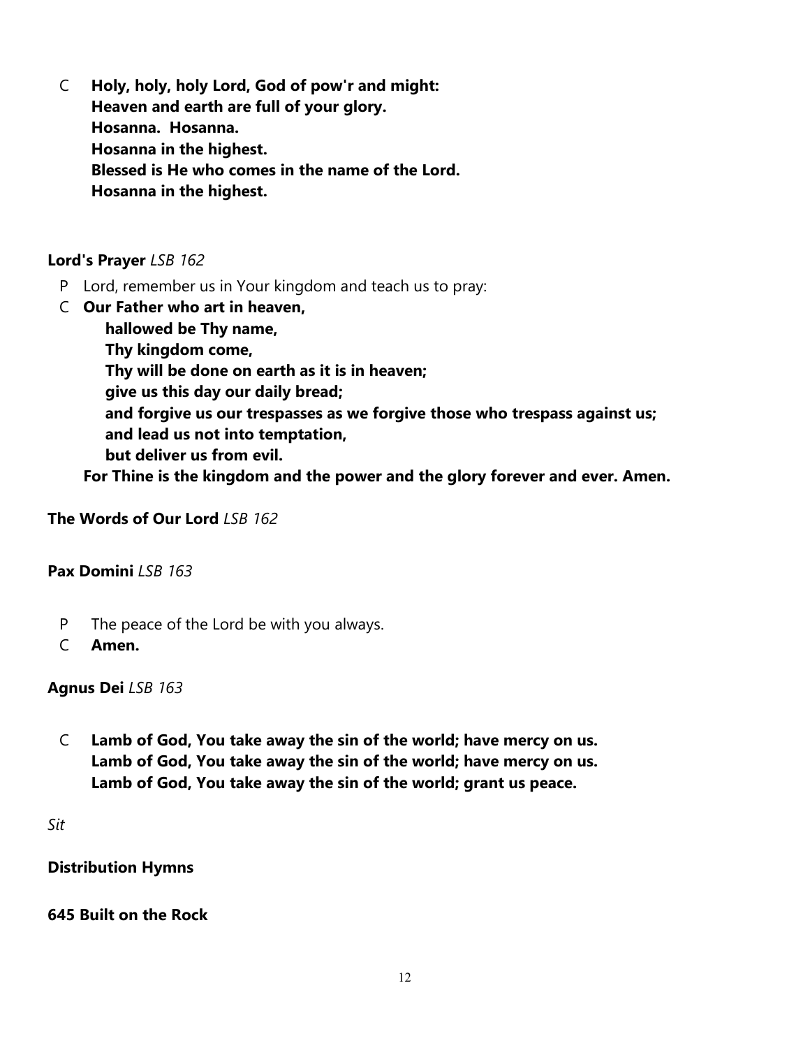C **Holy, holy, holy Lord, God of pow'r and might:**
**Heaven and earth are full of your glory.**
**Hosanna. Hosanna.**
**Hosanna in the highest.**
**Blessed is He who comes in the name of the Lord.**
**Hosanna in the highest.**

**Lord's Prayer** *LSB 162*

P Lord, remember us in Your kingdom and teach us to pray:

C **Our Father who art in heaven,**
**hallowed be Thy name,**
**Thy kingdom come,**
**Thy will be done on earth as it is in heaven;**
**give us this day our daily bread;**
**and forgive us our trespasses as we forgive those who trespass against us;**
**and lead us not into temptation,**
**but deliver us from evil.**
**For Thine is the kingdom and the power and the glory forever and ever. Amen.**

**The Words of Our Lord** *LSB 162*

**Pax Domini** *LSB 163*

P The peace of the Lord be with you always.

C **Amen.**

**Agnus Dei** *LSB 163*

C **Lamb of God, You take away the sin of the world; have mercy on us.**
**Lamb of God, You take away the sin of the world; have mercy on us.**
**Lamb of God, You take away the sin of the world; grant us peace.**

*Sit*

**Distribution Hymns**

**645 Built on the Rock**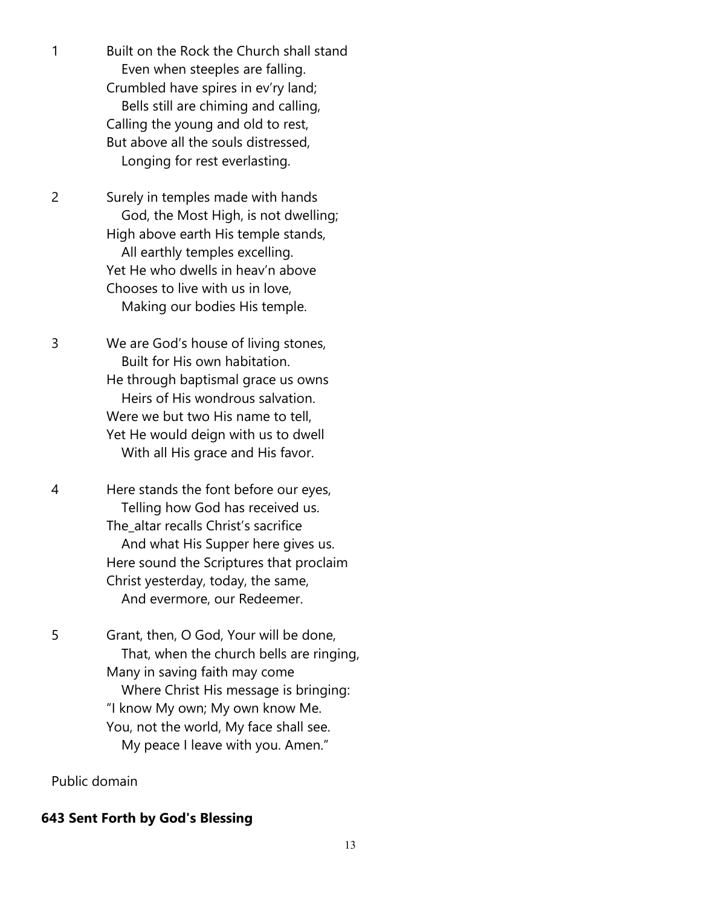1 Built on the Rock the Church shall stand
Even when steeples are falling.
Crumbled have spires in ev'ry land;
Bells still are chiming and calling,
Calling the young and old to rest,
But above all the souls distressed,
Longing for rest everlasting.

2 Surely in temples made with hands
God, the Most High, is not dwelling;
High above earth His temple stands,
All earthly temples excelling.
Yet He who dwells in heav'n above
Chooses to live with us in love,
Making our bodies His temple.

3 We are God's house of living stones,
Built for His own habitation.
He through baptismal grace us owns
Heirs of His wondrous salvation.
Were we but two His name to tell,
Yet He would deign with us to dwell
With all His grace and His favor.

4 Here stands the font before our eyes,
Telling how God has received us.
The_altar recalls Christ's sacrifice
And what His Supper here gives us.
Here sound the Scriptures that proclaim
Christ yesterday, today, the same,
And evermore, our Redeemer.

5 Grant, then, O God, Your will be done,
That, when the church bells are ringing,
Many in saving faith may come
Where Christ His message is bringing:
"I know My own; My own know Me.
You, not the world, My face shall see.
My peace I leave with you. Amen."

Public domain

**643 Sent Forth by God's Blessing**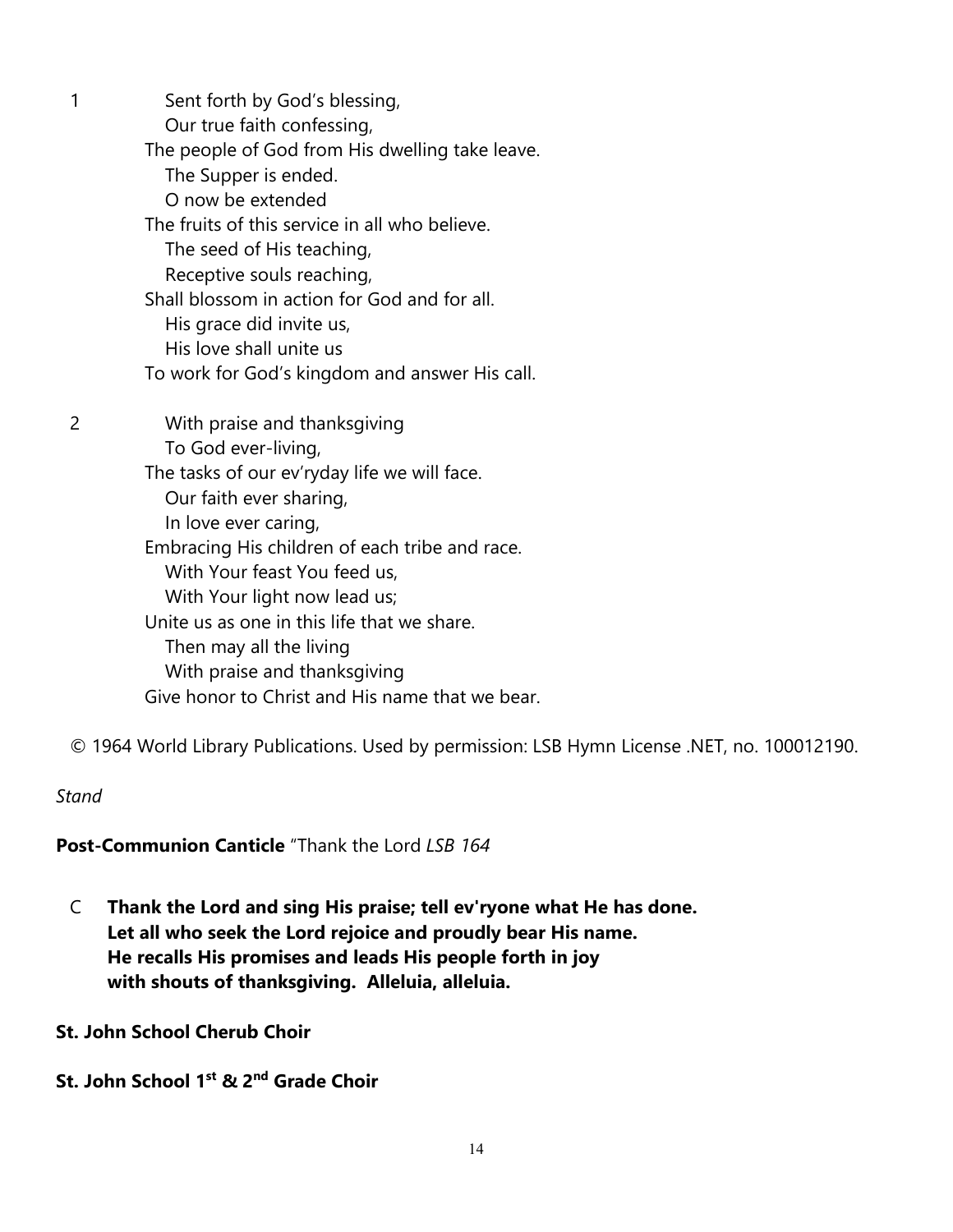1 Sent forth by God's blessing,
Our true faith confessing,
The people of God from His dwelling take leave.
The Supper is ended.
O now be extended
The fruits of this service in all who believe.
The seed of His teaching,
Receptive souls reaching,
Shall blossom in action for God and for all.
His grace did invite us,
His love shall unite us
To work for God's kingdom and answer His call.

2 With praise and thanksgiving
To God ever-living,
The tasks of our ev'ryday life we will face.
Our faith ever sharing,
In love ever caring,
Embracing His children of each tribe and race.
With Your feast You feed us,
With Your light now lead us;
Unite us as one in this life that we share.
Then may all the living
With praise and thanksgiving
Give honor to Christ and His name that we bear.

© 1964 World Library Publications. Used by permission: LSB Hymn License .NET, no. 100012190.

*Stand*

**Post-Communion Canticle** "Thank the Lord *LSB 164*

C **Thank the Lord and sing His praise; tell ev'ryone what He has done.
Let all who seek the Lord rejoice and proudly bear His name.
He recalls His promises and leads His people forth in joy
with shouts of thanksgiving. Alleluia, alleluia.**

**St. John School Cherub Choir**

**St. John School 1st & 2nd Grade Choir**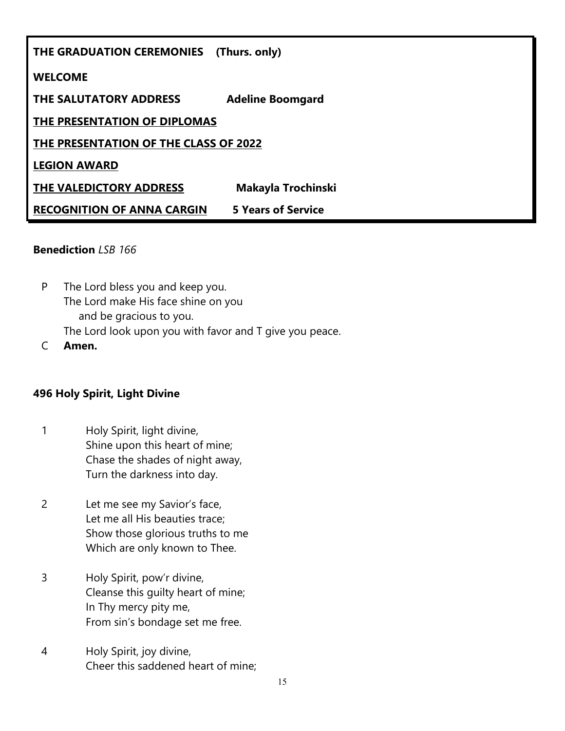**THE GRADUATION CEREMONIES (Thurs. only)**

**WELCOME**

**THE SALUTATORY ADDRESS** **Adeline Boomgard**

**THE PRESENTATION OF DIPLOMAS**

**THE PRESENTATION OF THE CLASS OF 2022**

**LEGION AWARD**

**THE VALEDICTORY ADDRESS** **Makayla Trochinski**

**RECOGNITION OF ANNA CARGIN** **5 Years of Service**

**Benediction** *LSB 166*

P The Lord bless you and keep you.
The Lord make His face shine on you
and be gracious to you.
The Lord look upon you with favor and T give you peace.

C **Amen.**

**496 Holy Spirit, Light Divine**

1 Holy Spirit, light divine,
Shine upon this heart of mine;
Chase the shades of night away,
Turn the darkness into day.

2 Let me see my Savior's face,
Let me all His beauties trace;
Show those glorious truths to me
Which are only known to Thee.

3 Holy Spirit, pow'r divine,
Cleanse this guilty heart of mine;
In Thy mercy pity me,
From sin's bondage set me free.

4 Holy Spirit, joy divine,
Cheer this saddened heart of mine;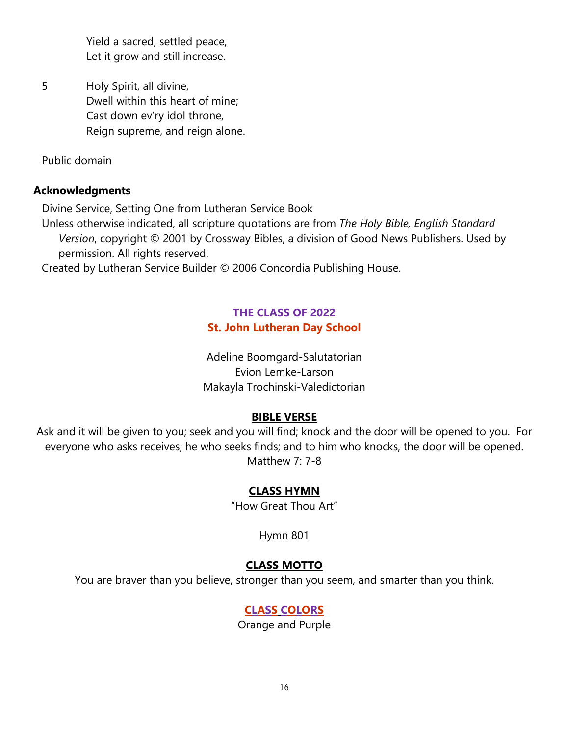Yield a sacred, settled peace,  
Let it grow and still increase.

5 Holy Spirit, all divine,  
Dwell within this heart of mine;  
Cast down ev'ry idol throne,  
Reign supreme, and reign alone.

Public domain

**Acknowledgments**

Divine Service, Setting One from Lutheran Service Book  
Unless otherwise indicated, all scripture quotations are from *The Holy Bible, English Standard Version*, copyright © 2001 by Crossway Bibles, a division of Good News Publishers. Used by permission. All rights reserved.  
Created by Lutheran Service Builder © 2006 Concordia Publishing House.

**THE CLASS OF 2022**  
**St. John Lutheran Day School**

Adeline Boomgard-Salutatorian  
Evion Lemke-Larson  
Makayla Trochinski-Valedictorian

**BIBLE VERSE**

Ask and it will be given to you; seek and you will find; knock and the door will be opened to you. For everyone who asks receives; he who seeks finds; and to him who knocks, the door will be opened.  
Matthew 7: 7-8

**CLASS HYMN**

"How Great Thou Art"

Hymn 801

**CLASS MOTTO**

You are braver than you believe, stronger than you seem, and smarter than you think.

**CLASS COLORS**

Orange and Purple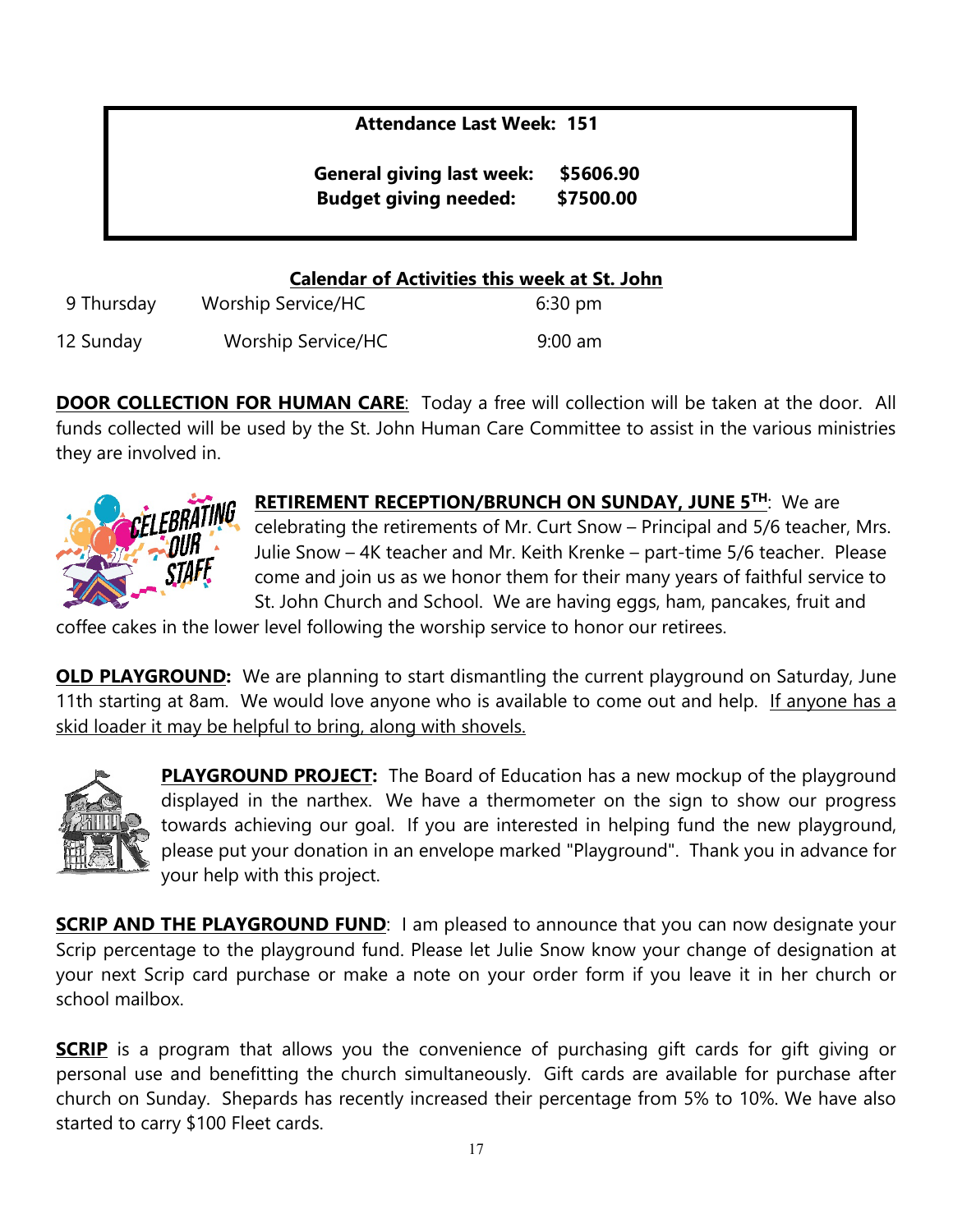**Attendance Last Week: 151**

**General giving last week: $5606.90**
**Budget giving needed: $7500.00**

**Calendar of Activities this week at St. John**

| | | |
|---|---|---|
| 9 Thursday | Worship Service/HC | 6:30 pm |
| 12 Sunday | Worship Service/HC | 9:00 am |

**DOOR COLLECTION FOR HUMAN CARE**: Today a free will collection will be taken at the door. All funds collected will be used by the St. John Human Care Committee to assist in the various ministries they are involved in.

**RETIREMENT RECEPTION/BRUNCH ON SUNDAY, JUNE 5TH**: We are celebrating the retirements of Mr. Curt Snow – Principal and 5/6 teacher, Mrs. Julie Snow – 4K teacher and Mr. Keith Krenke – part-time 5/6 teacher. Please come and join us as we honor them for their many years of faithful service to St. John Church and School. We are having eggs, ham, pancakes, fruit and coffee cakes in the lower level following the worship service to honor our retirees.

**OLD PLAYGROUND:** We are planning to start dismantling the current playground on Saturday, June 11th starting at 8am. We would love anyone who is available to come out and help. If anyone has a skid loader it may be helpful to bring, along with shovels.

**PLAYGROUND PROJECT:** The Board of Education has a new mockup of the playground displayed in the narthex. We have a thermometer on the sign to show our progress towards achieving our goal. If you are interested in helping fund the new playground, please put your donation in an envelope marked "Playground". Thank you in advance for your help with this project.

**SCRIP AND THE PLAYGROUND FUND**: I am pleased to announce that you can now designate your Scrip percentage to the playground fund. Please let Julie Snow know your change of designation at your next Scrip card purchase or make a note on your order form if you leave it in her church or school mailbox.

**SCRIP** is a program that allows you the convenience of purchasing gift cards for gift giving or personal use and benefitting the church simultaneously. Gift cards are available for purchase after church on Sunday. Shepards has recently increased their percentage from 5% to 10%. We have also started to carry $100 Fleet cards.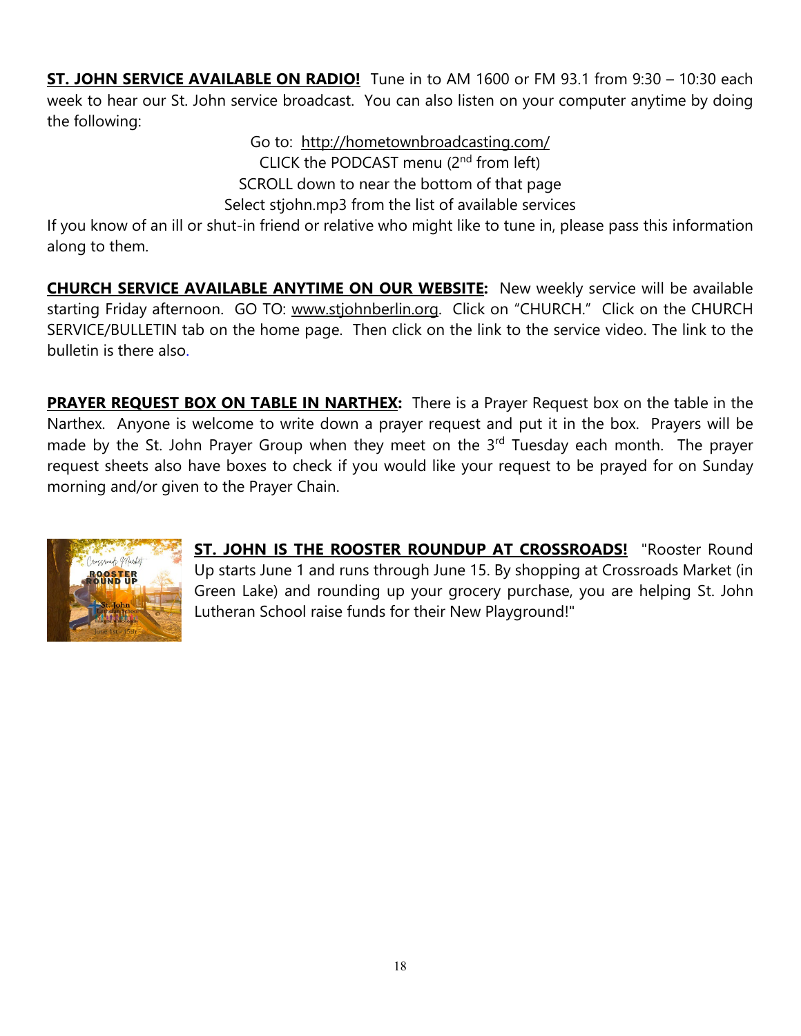**ST. JOHN SERVICE AVAILABLE ON RADIO!** Tune in to AM 1600 or FM 93.1 from 9:30 – 10:30 each week to hear our St. John service broadcast. You can also listen on your computer anytime by doing the following:

Go to: http://hometownbroadcasting.com/
CLICK the PODCAST menu (2nd from left)
SCROLL down to near the bottom of that page
Select stjohn.mp3 from the list of available services

If you know of an ill or shut-in friend or relative who might like to tune in, please pass this information along to them.

**CHURCH SERVICE AVAILABLE ANYTIME ON OUR WEBSITE:** New weekly service will be available starting Friday afternoon. GO TO: www.stjohnberlin.org. Click on "CHURCH." Click on the CHURCH SERVICE/BULLETIN tab on the home page. Then click on the link to the service video. The link to the bulletin is there also.

**PRAYER REQUEST BOX ON TABLE IN NARTHEX:** There is a Prayer Request box on the table in the Narthex. Anyone is welcome to write down a prayer request and put it in the box. Prayers will be made by the St. John Prayer Group when they meet on the 3rd Tuesday each month. The prayer request sheets also have boxes to check if you would like your request to be prayed for on Sunday morning and/or given to the Prayer Chain.

**ST. JOHN IS THE ROOSTER ROUNDUP AT CROSSROADS!** "Rooster Round Up starts June 1 and runs through June 15. By shopping at Crossroads Market (in Green Lake) and rounding up your grocery purchase, you are helping St. John Lutheran School raise funds for their New Playground!"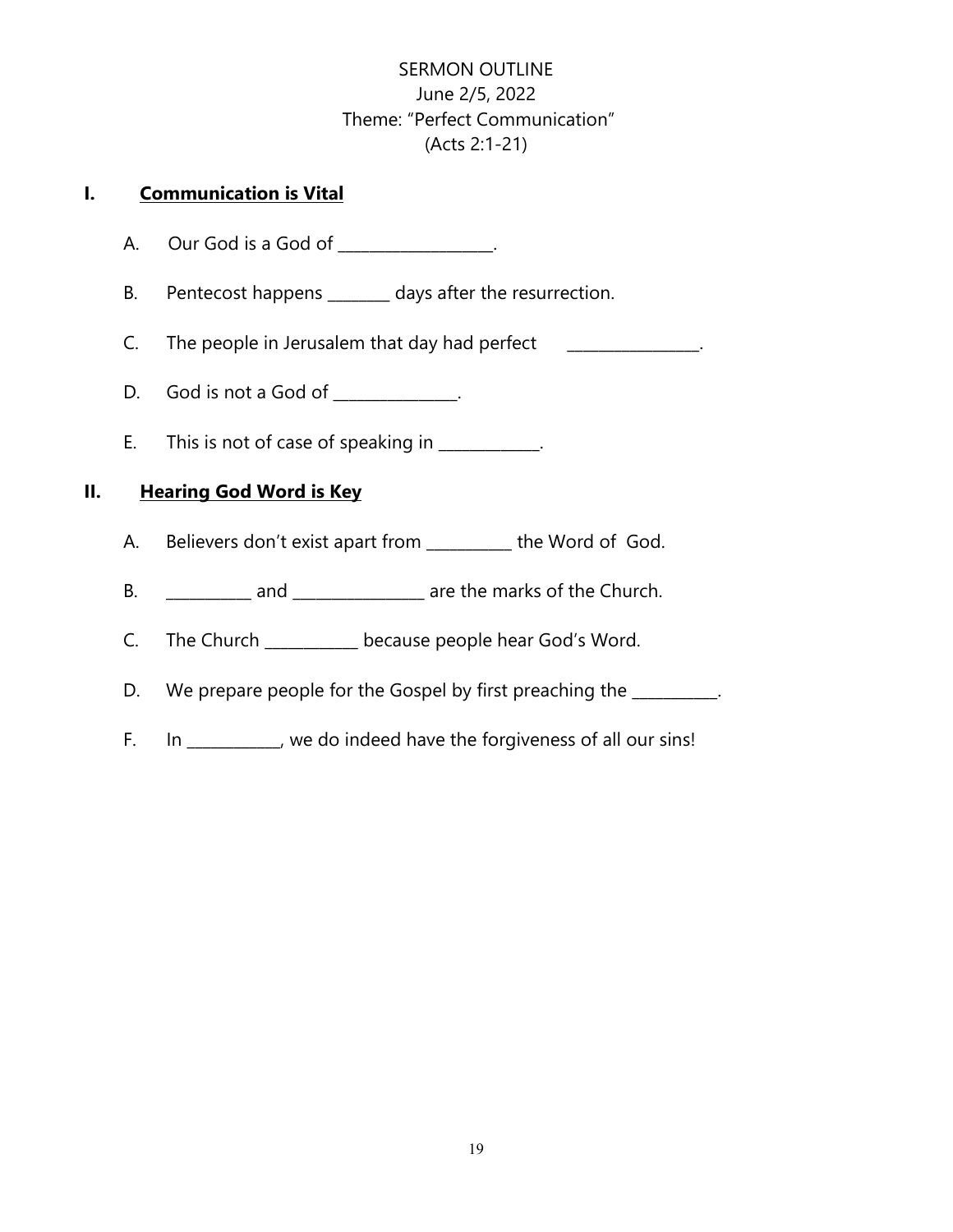SERMON OUTLINE
June 2/5, 2022
Theme: “Perfect Communication”
(Acts 2:1-21)

## I. **Communication is Vital**

A. Our God is a God of __________________.

B. Pentecost happens _______ days after the resurrection.

C. The people in Jerusalem that day had perfect _______________.

D. God is not a God of ______________.

E. This is not of case of speaking in ___________.

## II. **Hearing God Word is Key**

A. Believers don’t exist apart from __________ the Word of God.

B. __________ and _______________ are the marks of the Church.

C. The Church ___________ because people hear God’s Word.

D. We prepare people for the Gospel by first preaching the __________.

F. In ___________, we do indeed have the forgiveness of all our sins!